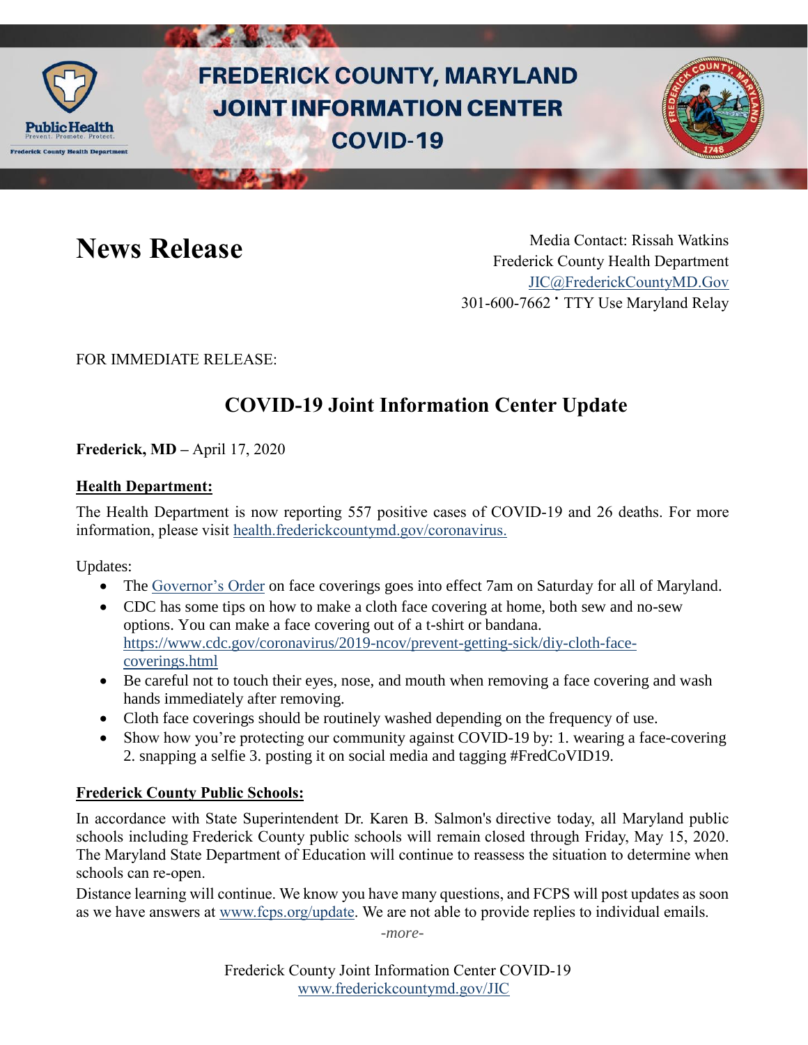# FREDERICK COUNTY, MARYLAND JOINT INFORMATION CENTER COVID-19

# News Release

Media Contact: Rissah Watkins
Frederick County Health Department
JIC@FrederickCountyMD.Gov
301-600-7662 • TTY Use Maryland Relay

FOR IMMEDIATE RELEASE:

## COVID-19 Joint Information Center Update

**Frederick, MD –** April 17, 2020

**Health Department:**

The Health Department is now reporting 557 positive cases of COVID-19 and 26 deaths. For more information, please visit health.frederickcountymd.gov/coronavirus.

Updates:

- The Governor's Order on face coverings goes into effect 7am on Saturday for all of Maryland.
- CDC has some tips on how to make a cloth face covering at home, both sew and no-sew options. You can make a face covering out of a t-shirt or bandana. https://www.cdc.gov/coronavirus/2019-ncov/prevent-getting-sick/diy-cloth-face-coverings.html
- Be careful not to touch their eyes, nose, and mouth when removing a face covering and wash hands immediately after removing.
- Cloth face coverings should be routinely washed depending on the frequency of use.
- Show how you're protecting our community against COVID-19 by: 1. wearing a face-covering 2. snapping a selfie 3. posting it on social media and tagging #FredCoVID19.

**Frederick County Public Schools:**

In accordance with State Superintendent Dr. Karen B. Salmon's directive today, all Maryland public schools including Frederick County public schools will remain closed through Friday, May 15, 2020. The Maryland State Department of Education will continue to reassess the situation to determine when schools can re-open.

Distance learning will continue. We know you have many questions, and FCPS will post updates as soon as we have answers at www.fcps.org/update. We are not able to provide replies to individual emails.

*-more-*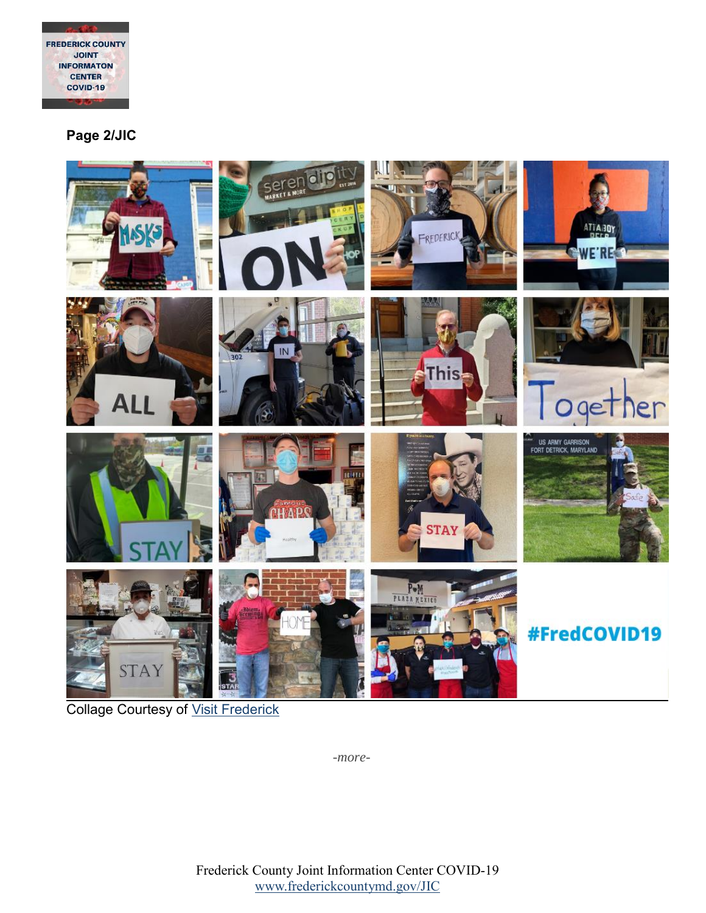Page 2/JIC

Collage Courtesy of Visit Frederick

*-more-*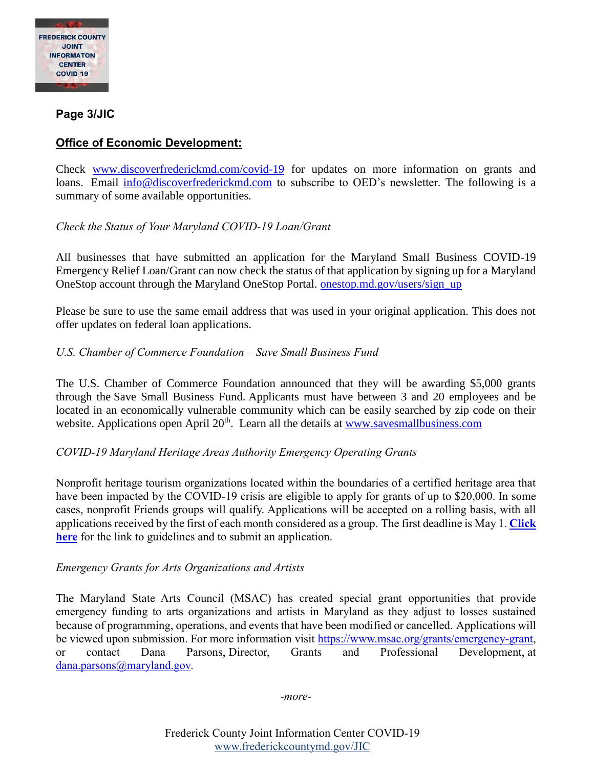**Page 3/JIC**

**Office of Economic Development:**

Check www.discoverfrederickmd.com/covid-19 for updates on more information on grants and loans. Email info@discoverfrederickmd.com to subscribe to OED's newsletter. The following is a summary of some available opportunities.

*Check the Status of Your Maryland COVID-19 Loan/Grant*

All businesses that have submitted an application for the Maryland Small Business COVID-19 Emergency Relief Loan/Grant can now check the status of that application by signing up for a Maryland OneStop account through the Maryland OneStop Portal. onestop.md.gov/users/sign_up

Please be sure to use the same email address that was used in your original application. This does not offer updates on federal loan applications.

*U.S. Chamber of Commerce Foundation – Save Small Business Fund*

The U.S. Chamber of Commerce Foundation announced that they will be awarding $5,000 grants through the Save Small Business Fund. Applicants must have between 3 and 20 employees and be located in an economically vulnerable community which can be easily searched by zip code on their website. Applications open April 20th. Learn all the details at www.savesmallbusiness.com

*COVID-19 Maryland Heritage Areas Authority Emergency Operating Grants*

Nonprofit heritage tourism organizations located within the boundaries of a certified heritage area that have been impacted by the COVID-19 crisis are eligible to apply for grants of up to $20,000. In some cases, nonprofit Friends groups will qualify. Applications will be accepted on a rolling basis, with all applications received by the first of each month considered as a group. The first deadline is May 1. **Click here** for the link to guidelines and to submit an application.

*Emergency Grants for Arts Organizations and Artists*

The Maryland State Arts Council (MSAC) has created special grant opportunities that provide emergency funding to arts organizations and artists in Maryland as they adjust to losses sustained because of programming, operations, and events that have been modified or cancelled. Applications will be viewed upon submission. For more information visit https://www.msac.org/grants/emergency-grant, or contact Dana Parsons, Director, Grants and Professional Development, at dana.parsons@maryland.gov.

*-more-*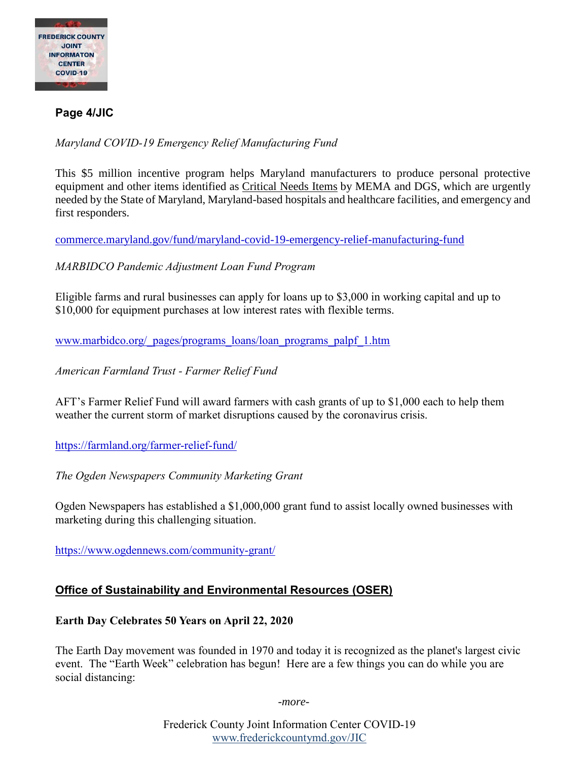*Maryland COVID-19 Emergency Relief Manufacturing Fund*

This $5 million incentive program helps Maryland manufacturers to produce personal protective equipment and other items identified as Critical Needs Items by MEMA and DGS, which are urgently needed by the State of Maryland, Maryland-based hospitals and healthcare facilities, and emergency and first responders.

commerce.maryland.gov/fund/maryland-covid-19-emergency-relief-manufacturing-fund

*MARBIDCO Pandemic Adjustment Loan Fund Program*

Eligible farms and rural businesses can apply for loans up to $3,000 in working capital and up to $10,000 for equipment purchases at low interest rates with flexible terms.

www.marbidco.org/_pages/programs_loans/loan_programs_palpf_1.htm

*American Farmland Trust - Farmer Relief Fund*

AFT's Farmer Relief Fund will award farmers with cash grants of up to $1,000 each to help them weather the current storm of market disruptions caused by the coronavirus crisis.

https://farmland.org/farmer-relief-fund/

*The Ogden Newspapers Community Marketing Grant*

Ogden Newspapers has established a $1,000,000 grant fund to assist locally owned businesses with marketing during this challenging situation.

https://www.ogdennews.com/community-grant/

## Office of Sustainability and Environmental Resources (OSER)

### Earth Day Celebrates 50 Years on April 22, 2020

The Earth Day movement was founded in 1970 and today it is recognized as the planet's largest civic event. The "Earth Week" celebration has begun! Here are a few things you can do while you are social distancing:

*-more-*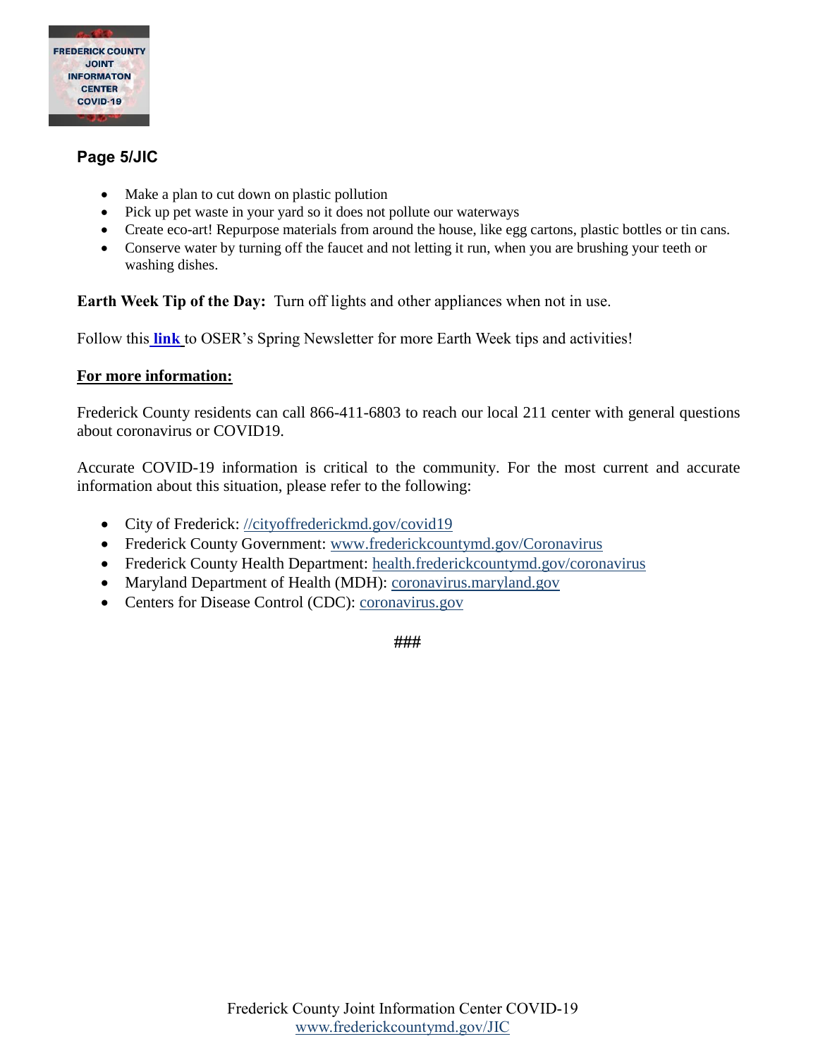**Page 5/JIC**

- Make a plan to cut down on plastic pollution
- Pick up pet waste in your yard so it does not pollute our waterways
- Create eco-art! Repurpose materials from around the house, like egg cartons, plastic bottles or tin cans.
- Conserve water by turning off the faucet and not letting it run, when you are brushing your teeth or washing dishes.

**Earth Week Tip of the Day:** Turn off lights and other appliances when not in use.

Follow this **link** to OSER's Spring Newsletter for more Earth Week tips and activities!

**For more information:**

Frederick County residents can call 866-411-6803 to reach our local 211 center with general questions about coronavirus or COVID19.

Accurate COVID-19 information is critical to the community. For the most current and accurate information about this situation, please refer to the following:

- City of Frederick: //cityoffrederickmd.gov/covid19
- Frederick County Government: www.frederickcountymd.gov/Coronavirus
- Frederick County Health Department: health.frederickcountymd.gov/coronavirus
- Maryland Department of Health (MDH): coronavirus.maryland.gov
- Centers for Disease Control (CDC): coronavirus.gov

###